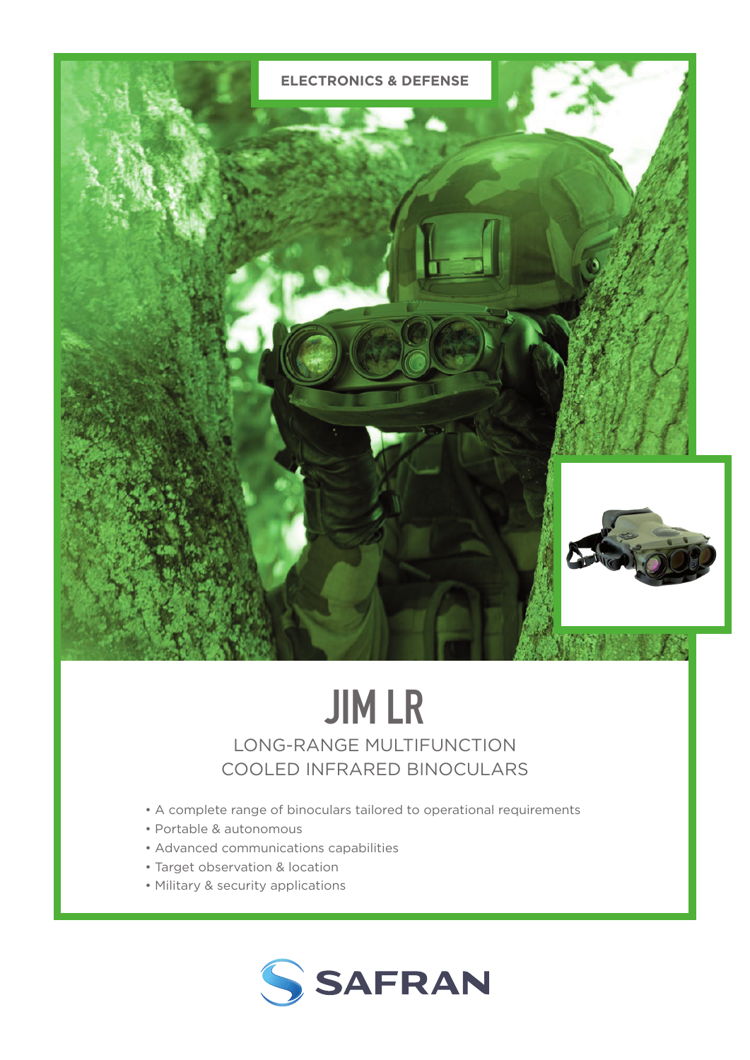ELECTRONICS & DEFENSE

# JIM LR

## LONG-RANGE MULTIFUNCTION COOLED INFRARED BINOCULARS

- A complete range of binoculars tailored to operational requirements
- Portable & autonomous
- Advanced communications capabilities
- Target observation & location
- Military & security applications

SAFRAN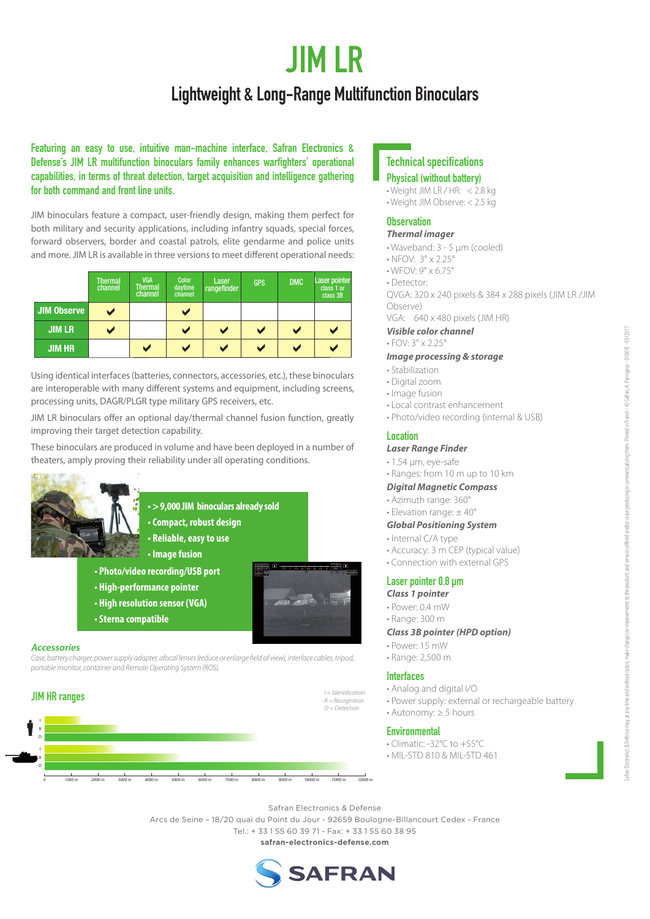# JIM LR

## Lightweight & Long-Range Multifunction Binoculars

**Featuring an easy to use, intuitive man-machine interface, Safran Electronics & Defense's JIM LR multifunction binoculars family enhances warfighters' operational capabilities, in terms of threat detection, target acquisition and intelligence gathering for both command and front line units.**

JIM binoculars feature a compact, user-friendly design, making them perfect for both military and security applications, including infantry squads, special forces, forward observers, border and coastal patrols, elite gendarme and police units and more. JIM LR is available in three versions to meet different operational needs:

| | Thermal channel | VGA Thermal channel | Color daytime channel | Laser rangefinder | GPS | DMC | Laser pointer class 1 or class 3B |
|---|---|---|---|---|---|---|---|
| JIM Observe | ✔ | | ✔ | | | | |
| JIM LR | ✔ | | ✔ | ✔ | ✔ | ✔ | ✔ |
| JIM HR | | ✔ | ✔ | ✔ | ✔ | ✔ | ✔ |

Using identical interfaces (batteries, connectors, accessories, etc.), these binoculars are interoperable with many different systems and equipment, including screens, processing units, DAGR/PLGR type military GPS receivers, etc.

JIM LR binoculars offer an optional day/thermal channel fusion function, greatly improving their target detection capability.

These binoculars are produced in volume and have been deployed in a number of theaters, amply proving their reliability under all operating conditions.

- **> 9,000 JIM binoculars already sold**
- **Compact, robust design**
- **Reliable, easy to use**
- **Image fusion**
- **Photo/video recording/USB port**
- **High-performance pointer**
- **High resolution sensor (VGA)**
- **Sterna compatible**

### *Accessories*

*Case, battery charger, power supply adapter, afocal lenses (reduce or enlarge field of view), interface cables, tripod, portable monitor, container and Remote Operating System (ROS).*

### JIM HR ranges

I = Identification
R = Recognition
D = Detection

I
R
D
I
R
D

0 1000 m 2000 m 3000 m 4000 m 5000 m 6000 m 7000 m 8000 m 9000 m 10000 m 11000 m 12000 m

## Technical specifications

### Physical (without battery)

- Weight JIM LR / HR: < 2.8 kg
- Weight JIM Observe: < 2.5 kg

### Observation

#### *Thermal imager*

- Waveband: 3 - 5 µm (cooled)
- NFOV: 3° x 2.25°
- WFOV: 9° x 6.75°
- Detector:
  QVGA: 320 x 240 pixels & 384 x 288 pixels (JIM LR /JIM Observe)
  VGA: 640 x 480 pixels (JIM HR)

#### *Visible color channel*

- FOV: 3° x 2.25°

#### *Image processing & storage*

- Stabilization
- Digital zoom
- Image fusion
- Local contrast enhancement
- Photo/video recording (internal & USB)

### Location

#### *Laser Range Finder*

- 1.54 µm, eye-safe
- Ranges: from 10 m up to 10 km

#### *Digital Magnetic Compass*

- Azimuth range: 360°
- Elevation range: ± 40°

#### *Global Positioning System*

- Internal C/A type
- Accuracy: 3 m CEP (typical value)
- Connection with external GPS

### Laser pointer 0.8 µm

#### *Class 1 pointer*

- Power: 0.4 mW
- Range: 300 m

#### *Class 3B pointer (HPD option)*

- Power: 15 mW
- Range: 2,500 m

### Interfaces

- Analog and digital I/O
- Power supply: external or rechargeable battery
- Autonomy: ≥ 5 hours

### Environmental

- Climatic: -32°C to +55°C
- MIL-STD 810 & MIL-STD 461

Safran Electronics & Defense
Arcs de Seine – 18/20 quai du Point du Jour - 92659 Boulogne-Billancourt Cedex - France
Tel.: + 33 1 55 60 39 71 - Fax: + 33 1 55 60 38 95
**safran-electronics-defense.com**

SAFRAN